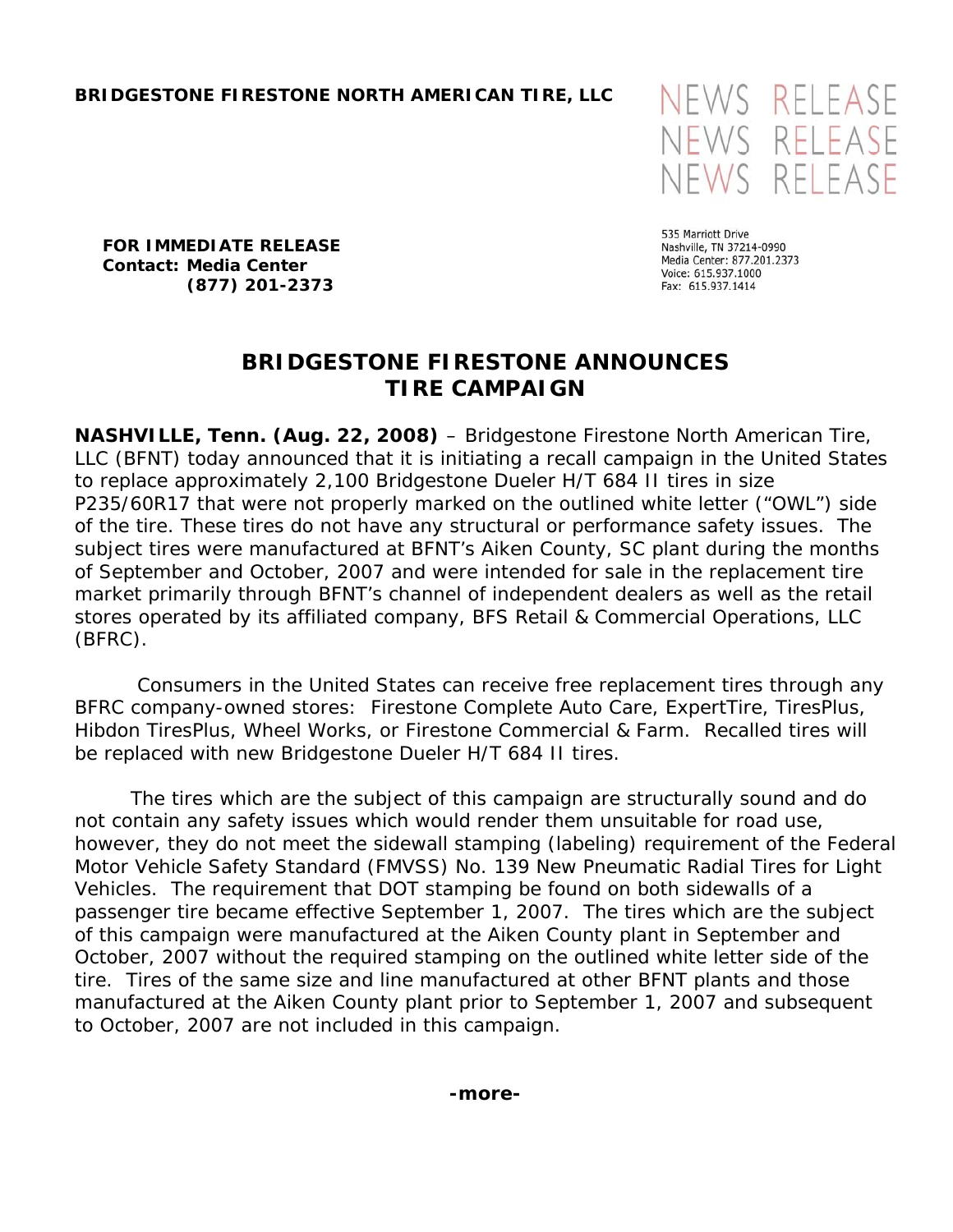**BRIDGESTONE FIRESTONE NORTH AMERICAN TIRE, LLC**

NEWS RELEASE
NEWS RELEASE
NEWS RELEASE

535 Marriott Drive
Nashville, TN 37214-0990
Media Center: 877.201.2373
Voice: 615.937.1000
Fax: 615.937.1414

**FOR IMMEDIATE RELEASE**
**Contact: Media Center**
**(877) 201-2373**

# BRIDGESTONE FIRESTONE ANNOUNCES TIRE CAMPAIGN

**NASHVILLE, Tenn. (Aug. 22, 2008)** – Bridgestone Firestone North American Tire, LLC (BFNT) today announced that it is initiating a recall campaign in the United States to replace approximately 2,100 Bridgestone Dueler H/T 684 II tires in size P235/60R17 that were not properly marked on the outlined white letter ("OWL") side of the tire. These tires do not have any structural or performance safety issues. The subject tires were manufactured at BFNT's Aiken County, SC plant during the months of September and October, 2007 and were intended for sale in the replacement tire market primarily through BFNT's channel of independent dealers as well as the retail stores operated by its affiliated company, BFS Retail & Commercial Operations, LLC (BFRC).

Consumers in the United States can receive free replacement tires through any BFRC company-owned stores: Firestone Complete Auto Care, ExpertTire, TiresPlus, Hibdon TiresPlus, Wheel Works, or Firestone Commercial & Farm. Recalled tires will be replaced with new Bridgestone Dueler H/T 684 II tires.

The tires which are the subject of this campaign are structurally sound and do not contain any safety issues which would render them unsuitable for road use, however, they do not meet the sidewall stamping (labeling) requirement of the Federal Motor Vehicle Safety Standard (FMVSS) No. 139 New Pneumatic Radial Tires for Light Vehicles. The requirement that DOT stamping be found on both sidewalls of a passenger tire became effective September 1, 2007. The tires which are the subject of this campaign were manufactured at the Aiken County plant in September and October, 2007 without the required stamping on the outlined white letter side of the tire. Tires of the same size and line manufactured at other BFNT plants and those manufactured at the Aiken County plant prior to September 1, 2007 and subsequent to October, 2007 are not included in this campaign.

**-more-**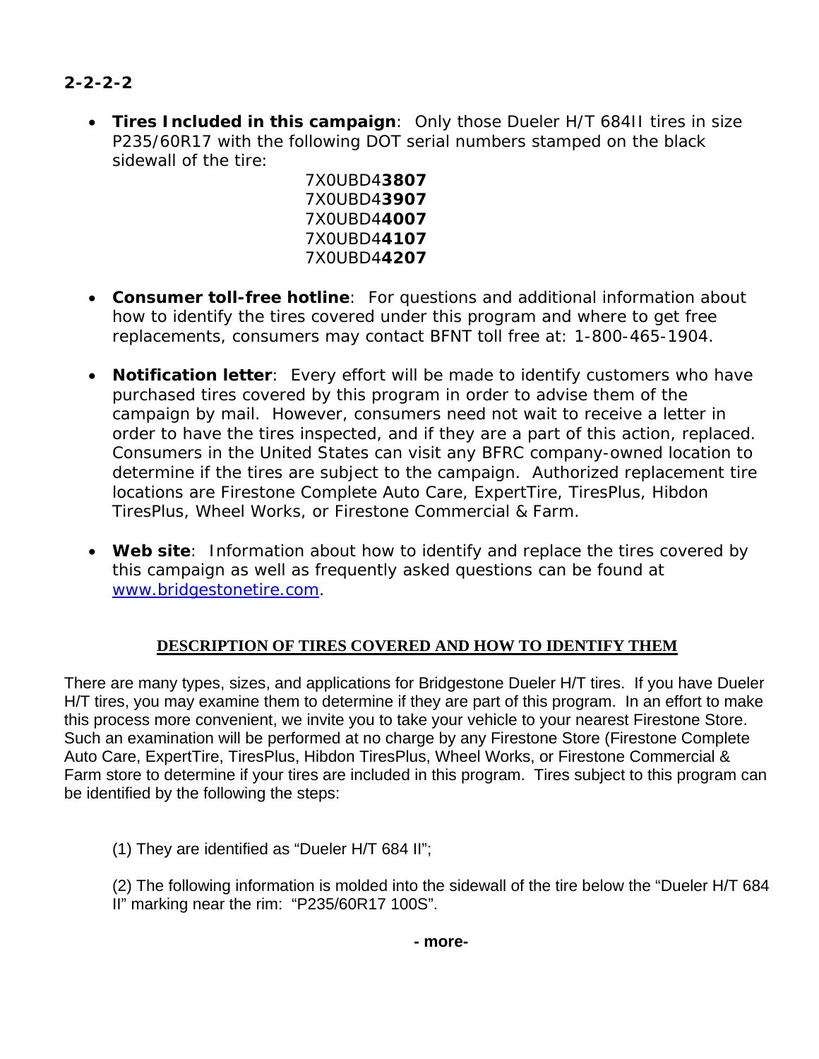2-2-2-2

- **Tires Included in this campaign**: Only those Dueler H/T 684II tires in size P235/60R17 with the following DOT serial numbers stamped on the black sidewall of the tire:

  7X0UBD4**3807**
  7X0UBD4**3907**
  7X0UBD4**4007**
  7X0UBD4**4107**
  7X0UBD4**4207**

- **Consumer toll-free hotline**: For questions and additional information about how to identify the tires covered under this program and where to get free replacements, consumers may contact BFNT toll free at: 1-800-465-1904.

- **Notification letter**: Every effort will be made to identify customers who have purchased tires covered by this program in order to advise them of the campaign by mail. However, consumers need not wait to receive a letter in order to have the tires inspected, and if they are a part of this action, replaced. Consumers in the United States can visit any BFRC company-owned location to determine if the tires are subject to the campaign. Authorized replacement tire locations are Firestone Complete Auto Care, ExpertTire, TiresPlus, Hibdon TiresPlus, Wheel Works, or Firestone Commercial & Farm.

- **Web site**: Information about how to identify and replace the tires covered by this campaign as well as frequently asked questions can be found at www.bridgestonetire.com.

## DESCRIPTION OF TIRES COVERED AND HOW TO IDENTIFY THEM

There are many types, sizes, and applications for Bridgestone Dueler H/T tires. If you have Dueler H/T tires, you may examine them to determine if they are part of this program. In an effort to make this process more convenient, we invite you to take your vehicle to your nearest Firestone Store. Such an examination will be performed at no charge by any Firestone Store (Firestone Complete Auto Care, ExpertTire, TiresPlus, Hibdon TiresPlus, Wheel Works, or Firestone Commercial & Farm store to determine if your tires are included in this program. Tires subject to this program can be identified by the following the steps:

(1) They are identified as "Dueler H/T 684 II";

(2) The following information is molded into the sidewall of the tire below the "Dueler H/T 684 II" marking near the rim: "P235/60R17 100S".

- more-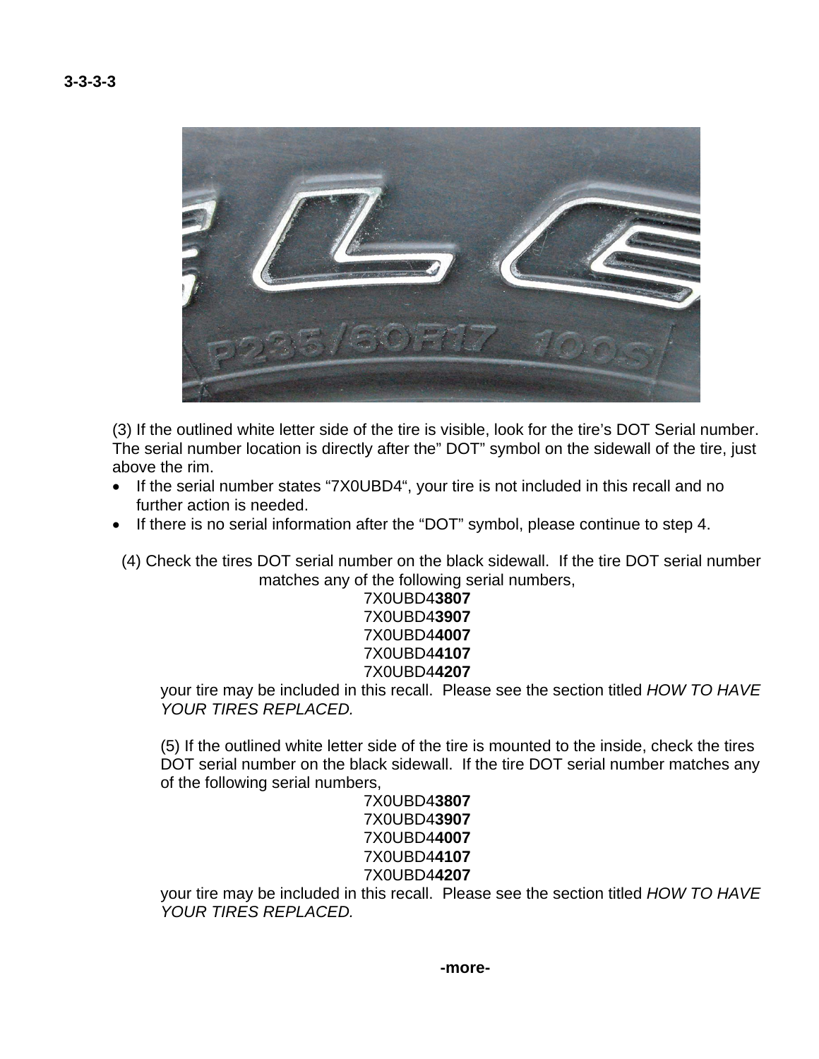(3) If the outlined white letter side of the tire is visible, look for the tire's DOT Serial number. The serial number location is directly after the" DOT" symbol on the sidewall of the tire, just above the rim.

- If the serial number states "7X0UBD4", your tire is not included in this recall and no further action is needed.
- If there is no serial information after the "DOT" symbol, please continue to step 4.

(4) Check the tires DOT serial number on the black sidewall. If the tire DOT serial number matches any of the following serial numbers,

7X0UBD4**3807**
7X0UBD4**3907**
7X0UBD4**4007**
7X0UBD4**4107**
7X0UBD4**4207**

your tire may be included in this recall. Please see the section titled *HOW TO HAVE YOUR TIRES REPLACED.*

(5) If the outlined white letter side of the tire is mounted to the inside, check the tires DOT serial number on the black sidewall. If the tire DOT serial number matches any of the following serial numbers,

7X0UBD4**3807**
7X0UBD4**3907**
7X0UBD4**4007**
7X0UBD4**4107**
7X0UBD4**4207**

your tire may be included in this recall. Please see the section titled *HOW TO HAVE YOUR TIRES REPLACED.*

**-more-**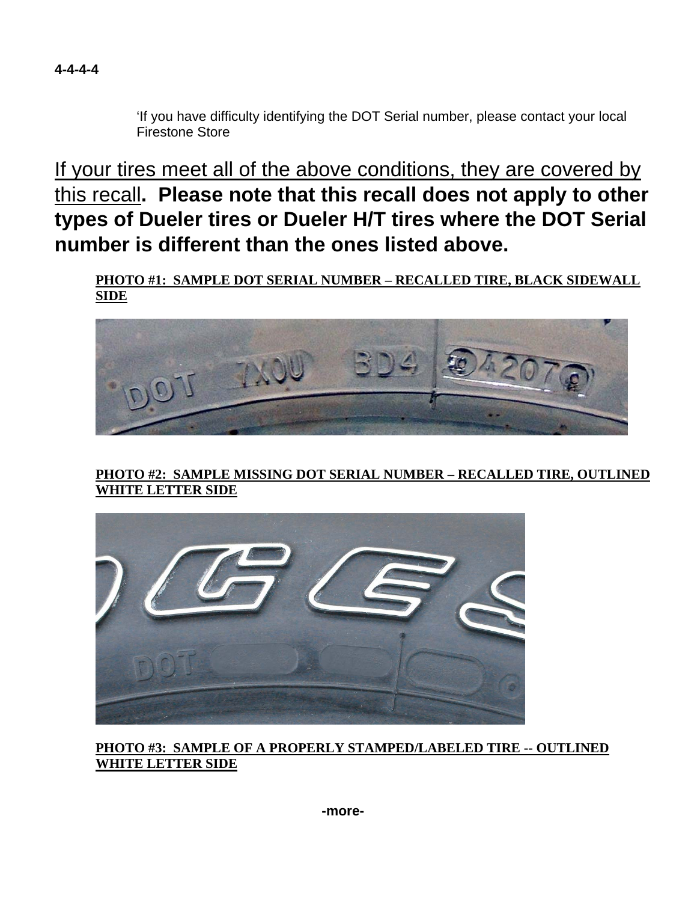‘If you have difficulty identifying the DOT Serial number, please contact your local Firestone Store

If your tires meet all of the above conditions, they are covered by this recall**. Please note that this recall does not apply to other types of Dueler tires or Dueler H/T tires where the DOT Serial number is different than the ones listed above.**

**PHOTO #1: SAMPLE DOT SERIAL NUMBER – RECALLED TIRE, BLACK SIDEWALL SIDE**

**PHOTO #2: SAMPLE MISSING DOT SERIAL NUMBER – RECALLED TIRE, OUTLINED WHITE LETTER SIDE**

**PHOTO #3: SAMPLE OF A PROPERLY STAMPED/LABELED TIRE -- OUTLINED WHITE LETTER SIDE**

-more-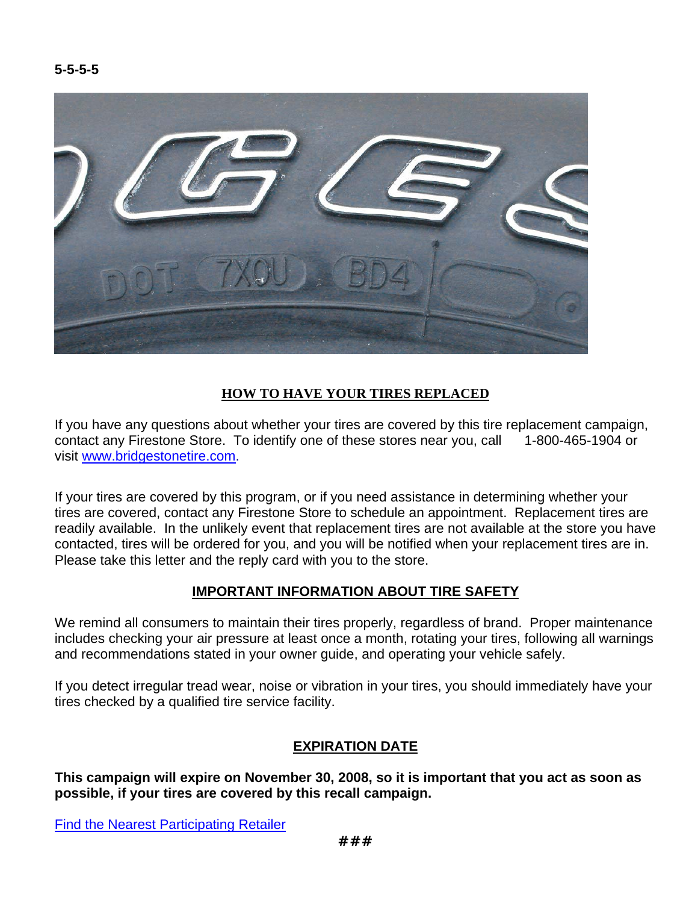**5-5-5-5**

## HOW TO HAVE YOUR TIRES REPLACED

If you have any questions about whether your tires are covered by this tire replacement campaign, contact any Firestone Store. To identify one of these stores near you, call 1-800-465-1904 or visit www.bridgestonetire.com.

If your tires are covered by this program, or if you need assistance in determining whether your tires are covered, contact any Firestone Store to schedule an appointment. Replacement tires are readily available. In the unlikely event that replacement tires are not available at the store you have contacted, tires will be ordered for you, and you will be notified when your replacement tires are in. Please take this letter and the reply card with you to the store.

## IMPORTANT INFORMATION ABOUT TIRE SAFETY

We remind all consumers to maintain their tires properly, regardless of brand. Proper maintenance includes checking your air pressure at least once a month, rotating your tires, following all warnings and recommendations stated in your owner guide, and operating your vehicle safely.

If you detect irregular tread wear, noise or vibration in your tires, you should immediately have your tires checked by a qualified tire service facility.

## EXPIRATION DATE

**This campaign will expire on November 30, 2008, so it is important that you act as soon as possible, if your tires are covered by this recall campaign.**

Find the Nearest Participating Retailer

###